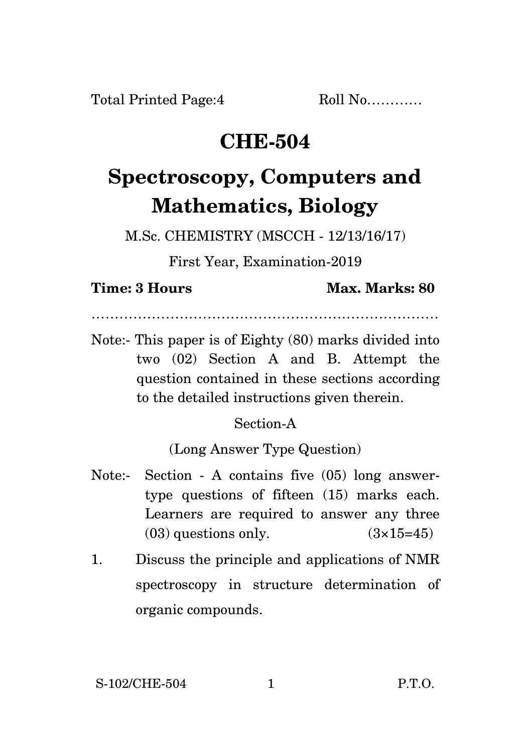Total Printed Page:4 Roll No…………

# CHE-504

# Spectroscopy, Computers and Mathematics, Biology

M.Sc. CHEMISTRY (MSCCH - 12/13/16/17)

First Year, Examination-2019

**Time: 3 Hours** **Max. Marks: 80**

…………………………………………………………………

Note:- This paper is of Eighty (80) marks divided into two (02) Section A and B. Attempt the question contained in these sections according to the detailed instructions given therein.

## Section-A

(Long Answer Type Question)

Note:- Section - A contains five (05) long answer-type questions of fifteen (15) marks each. Learners are required to answer any three (03) questions only. (3×15=45)

1. Discuss the principle and applications of NMR spectroscopy in structure determination of organic compounds.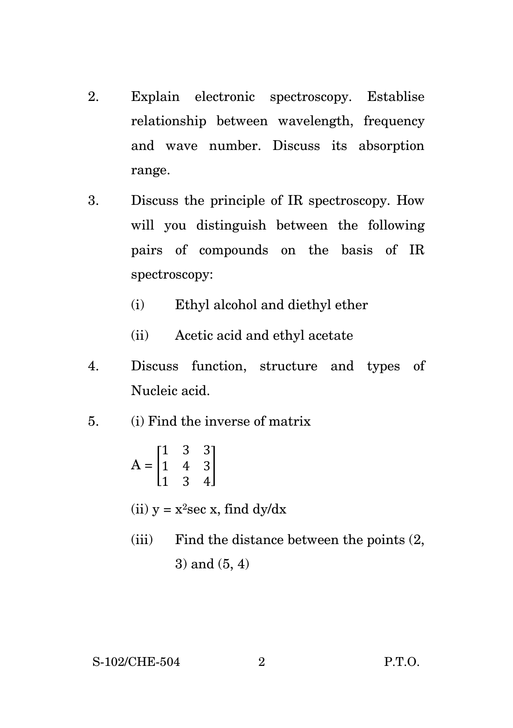2. Explain electronic spectroscopy. Establise relationship between wavelength, frequency and wave number. Discuss its absorption range.

3. Discuss the principle of IR spectroscopy. How will you distinguish between the following pairs of compounds on the basis of IR spectroscopy:

   (i) Ethyl alcohol and diethyl ether

   (ii) Acetic acid and ethyl acetate

4. Discuss function, structure and types of Nucleic acid.

5. (i) Find the inverse of matrix

$$A = \begin{bmatrix} 1 & 3 & 3 \\ 1 & 4 & 3 \\ 1 & 3 & 4 \end{bmatrix}$$

   (ii) $y = x^2 \sec x$, find $dy/dx$

   (iii) Find the distance between the points (2, 3) and (5, 4)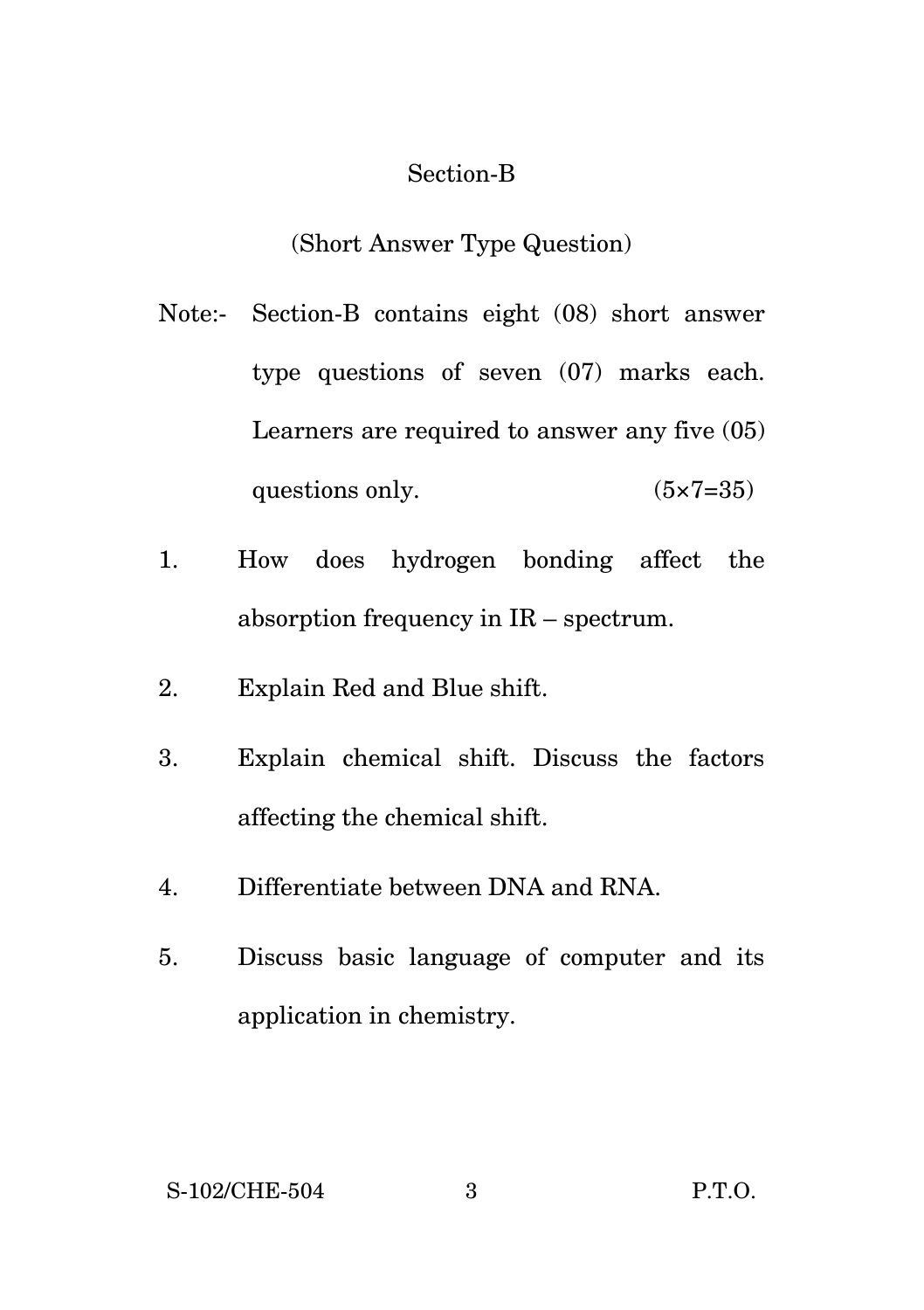## Section-B

(Short Answer Type Question)

Note:- Section-B contains eight (08) short answer type questions of seven (07) marks each. Learners are required to answer any five (05) questions only. (5×7=35)

1. How does hydrogen bonding affect the absorption frequency in IR – spectrum.
2. Explain Red and Blue shift.
3. Explain chemical shift. Discuss the factors affecting the chemical shift.
4. Differentiate between DNA and RNA.
5. Discuss basic language of computer and its application in chemistry.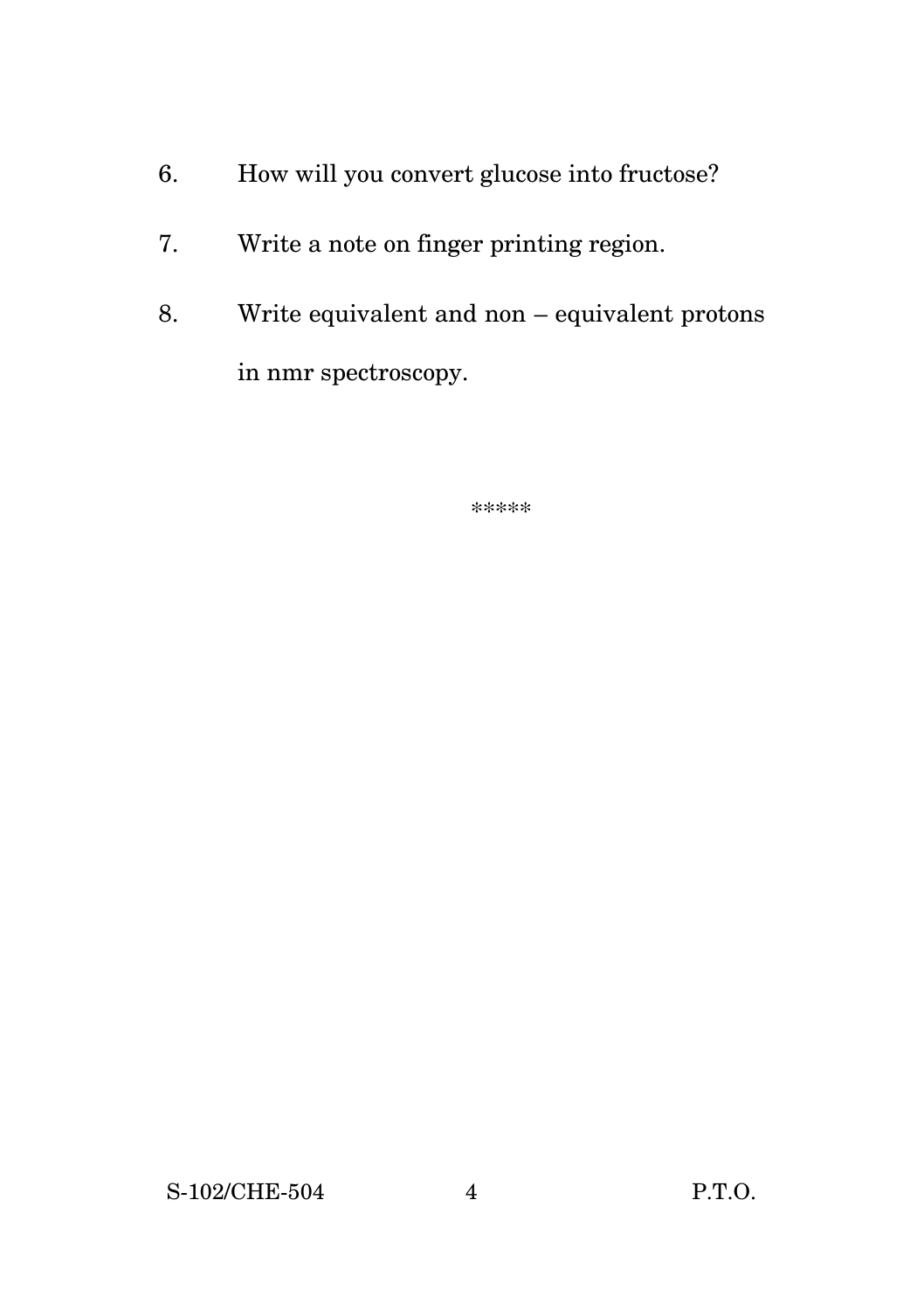6. How will you convert glucose into fructose?

7. Write a note on finger printing region.

8. Write equivalent and non – equivalent protons in nmr spectroscopy.

*****